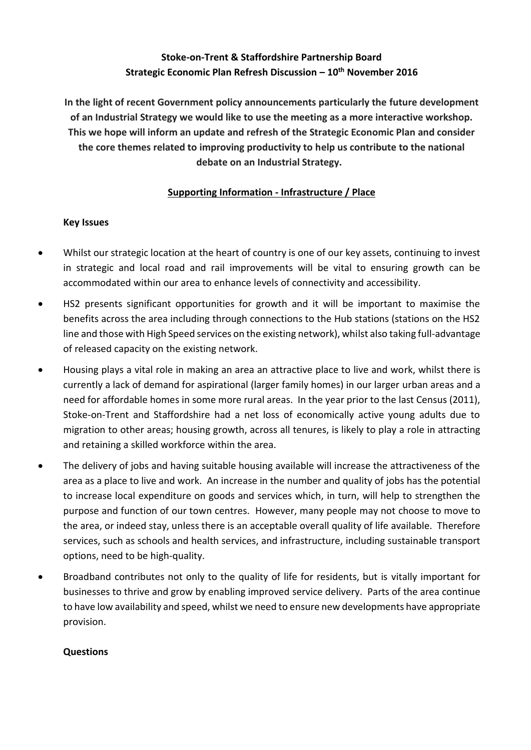**Stoke-on-Trent & Staffordshire Partnership Board**
**Strategic Economic Plan Refresh Discussion – 10th November 2016**

**In the light of recent Government policy announcements particularly the future development of an Industrial Strategy we would like to use the meeting as a more interactive workshop. This we hope will inform an update and refresh of the Strategic Economic Plan and consider the core themes related to improving productivity to help us contribute to the national debate on an Industrial Strategy.**

## Supporting Information - Infrastructure / Place

### Key Issues

- Whilst our strategic location at the heart of country is one of our key assets, continuing to invest in strategic and local road and rail improvements will be vital to ensuring growth can be accommodated within our area to enhance levels of connectivity and accessibility.
- HS2 presents significant opportunities for growth and it will be important to maximise the benefits across the area including through connections to the Hub stations (stations on the HS2 line and those with High Speed services on the existing network), whilst also taking full-advantage of released capacity on the existing network.
- Housing plays a vital role in making an area an attractive place to live and work, whilst there is currently a lack of demand for aspirational (larger family homes) in our larger urban areas and a need for affordable homes in some more rural areas. In the year prior to the last Census (2011), Stoke-on-Trent and Staffordshire had a net loss of economically active young adults due to migration to other areas; housing growth, across all tenures, is likely to play a role in attracting and retaining a skilled workforce within the area.
- The delivery of jobs and having suitable housing available will increase the attractiveness of the area as a place to live and work. An increase in the number and quality of jobs has the potential to increase local expenditure on goods and services which, in turn, will help to strengthen the purpose and function of our town centres. However, many people may not choose to move to the area, or indeed stay, unless there is an acceptable overall quality of life available. Therefore services, such as schools and health services, and infrastructure, including sustainable transport options, need to be high-quality.
- Broadband contributes not only to the quality of life for residents, but is vitally important for businesses to thrive and grow by enabling improved service delivery. Parts of the area continue to have low availability and speed, whilst we need to ensure new developments have appropriate provision.

### Questions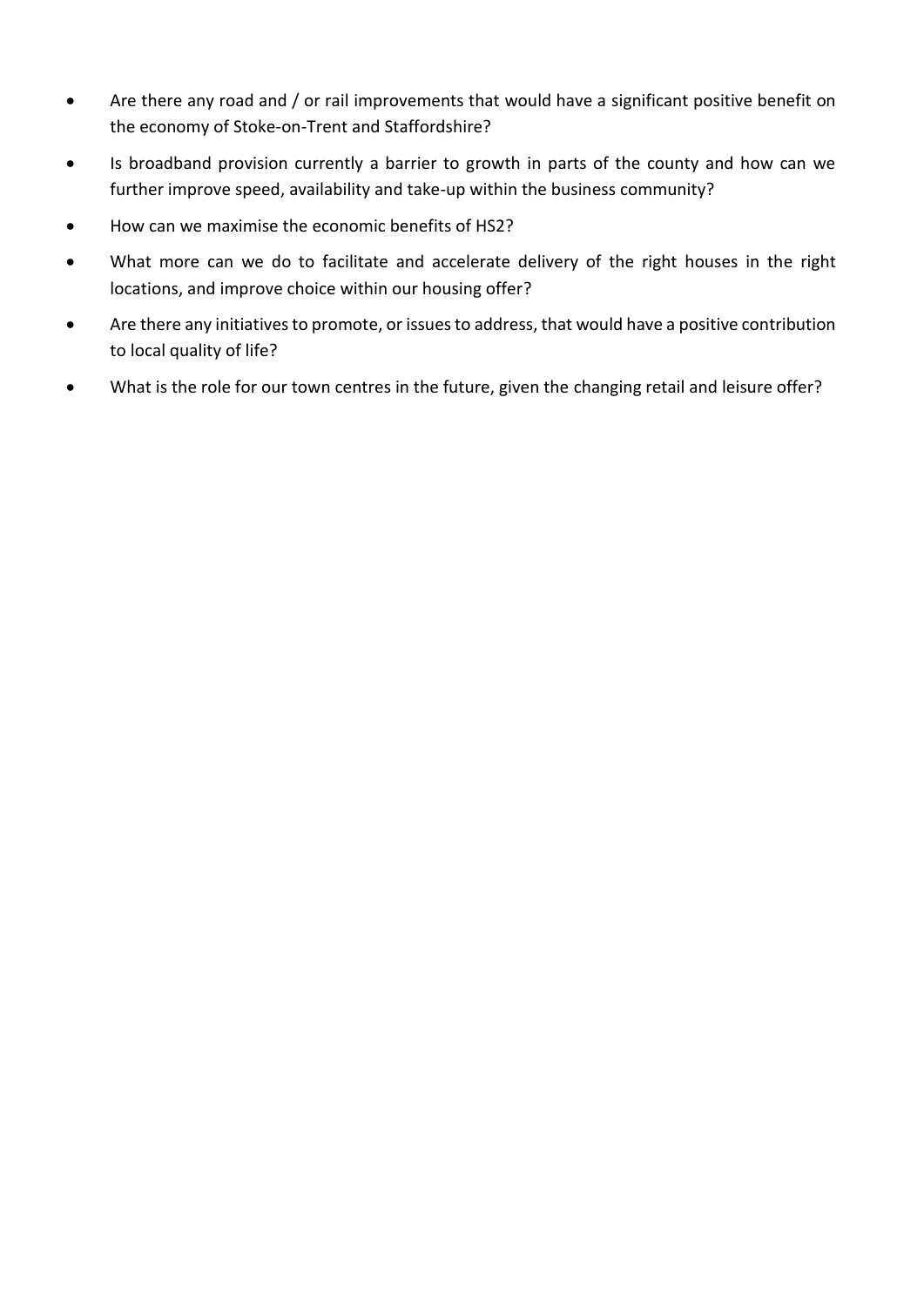- Are there any road and / or rail improvements that would have a significant positive benefit on the economy of Stoke-on-Trent and Staffordshire?
- Is broadband provision currently a barrier to growth in parts of the county and how can we further improve speed, availability and take-up within the business community?
- How can we maximise the economic benefits of HS2?
- What more can we do to facilitate and accelerate delivery of the right houses in the right locations, and improve choice within our housing offer?
- Are there any initiatives to promote, or issues to address, that would have a positive contribution to local quality of life?
- What is the role for our town centres in the future, given the changing retail and leisure offer?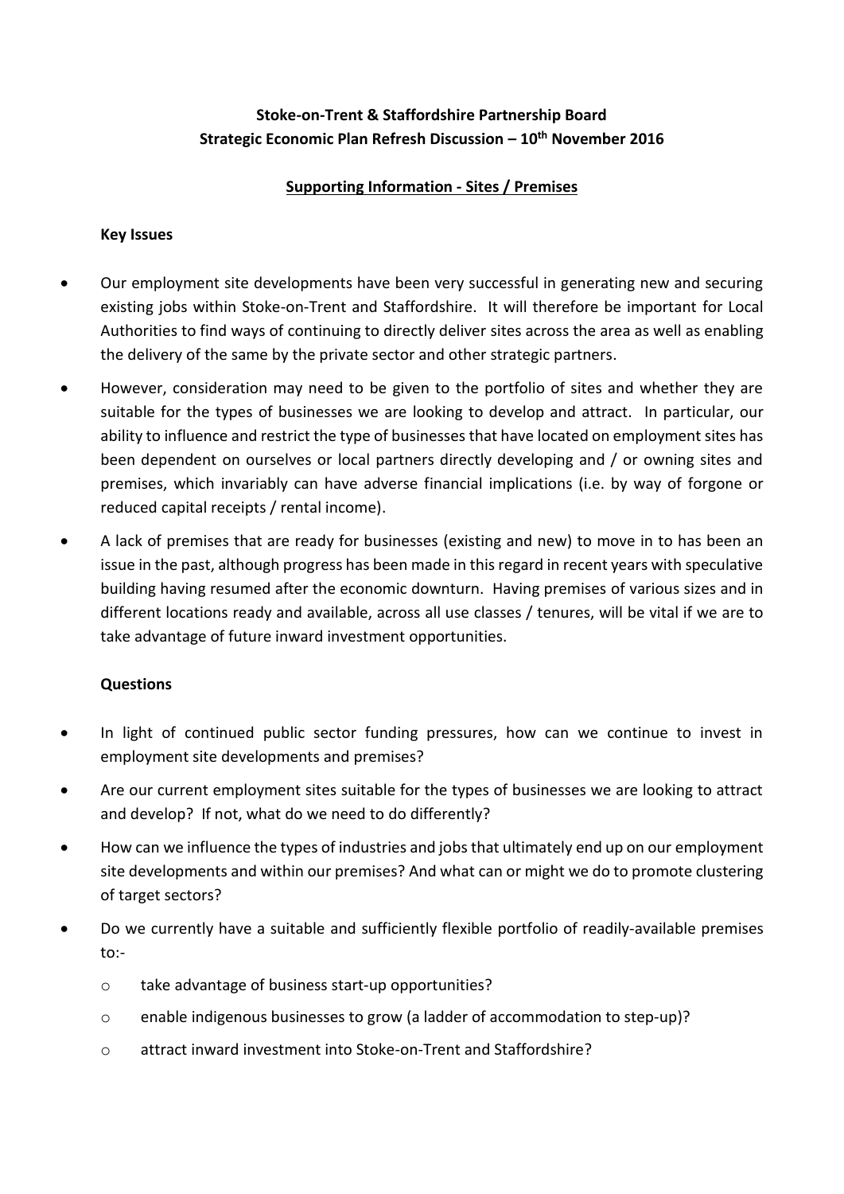**Stoke-on-Trent & Staffordshire Partnership Board**
**Strategic Economic Plan Refresh Discussion – 10th November 2016**

**Supporting Information - Sites / Premises**

**Key Issues**

- Our employment site developments have been very successful in generating new and securing existing jobs within Stoke-on-Trent and Staffordshire. It will therefore be important for Local Authorities to find ways of continuing to directly deliver sites across the area as well as enabling the delivery of the same by the private sector and other strategic partners.
- However, consideration may need to be given to the portfolio of sites and whether they are suitable for the types of businesses we are looking to develop and attract. In particular, our ability to influence and restrict the type of businesses that have located on employment sites has been dependent on ourselves or local partners directly developing and / or owning sites and premises, which invariably can have adverse financial implications (i.e. by way of forgone or reduced capital receipts / rental income).
- A lack of premises that are ready for businesses (existing and new) to move in to has been an issue in the past, although progress has been made in this regard in recent years with speculative building having resumed after the economic downturn. Having premises of various sizes and in different locations ready and available, across all use classes / tenures, will be vital if we are to take advantage of future inward investment opportunities.

**Questions**

- In light of continued public sector funding pressures, how can we continue to invest in employment site developments and premises?
- Are our current employment sites suitable for the types of businesses we are looking to attract and develop? If not, what do we need to do differently?
- How can we influence the types of industries and jobs that ultimately end up on our employment site developments and within our premises? And what can or might we do to promote clustering of target sectors?
- Do we currently have a suitable and sufficiently flexible portfolio of readily-available premises to:-
  - take advantage of business start-up opportunities?
  - enable indigenous businesses to grow (a ladder of accommodation to step-up)?
  - attract inward investment into Stoke-on-Trent and Staffordshire?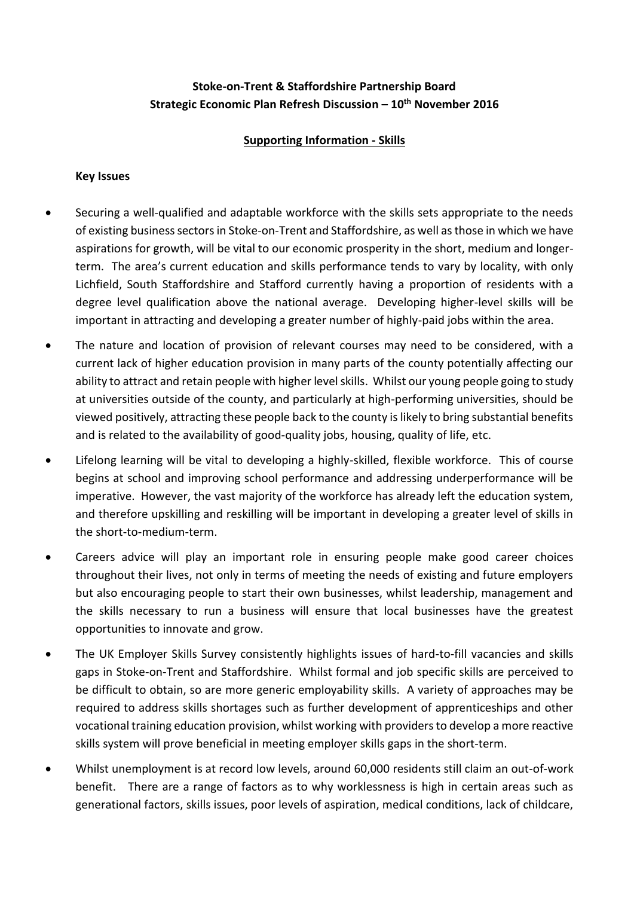**Stoke-on-Trent & Staffordshire Partnership Board**
**Strategic Economic Plan Refresh Discussion – 10th November 2016**

**Supporting Information - Skills**

**Key Issues**

- Securing a well-qualified and adaptable workforce with the skills sets appropriate to the needs of existing business sectors in Stoke-on-Trent and Staffordshire, as well as those in which we have aspirations for growth, will be vital to our economic prosperity in the short, medium and longer-term. The area's current education and skills performance tends to vary by locality, with only Lichfield, South Staffordshire and Stafford currently having a proportion of residents with a degree level qualification above the national average. Developing higher-level skills will be important in attracting and developing a greater number of highly-paid jobs within the area.
- The nature and location of provision of relevant courses may need to be considered, with a current lack of higher education provision in many parts of the county potentially affecting our ability to attract and retain people with higher level skills. Whilst our young people going to study at universities outside of the county, and particularly at high-performing universities, should be viewed positively, attracting these people back to the county is likely to bring substantial benefits and is related to the availability of good-quality jobs, housing, quality of life, etc.
- Lifelong learning will be vital to developing a highly-skilled, flexible workforce. This of course begins at school and improving school performance and addressing underperformance will be imperative. However, the vast majority of the workforce has already left the education system, and therefore upskilling and reskilling will be important in developing a greater level of skills in the short-to-medium-term.
- Careers advice will play an important role in ensuring people make good career choices throughout their lives, not only in terms of meeting the needs of existing and future employers but also encouraging people to start their own businesses, whilst leadership, management and the skills necessary to run a business will ensure that local businesses have the greatest opportunities to innovate and grow.
- The UK Employer Skills Survey consistently highlights issues of hard-to-fill vacancies and skills gaps in Stoke-on-Trent and Staffordshire. Whilst formal and job specific skills are perceived to be difficult to obtain, so are more generic employability skills. A variety of approaches may be required to address skills shortages such as further development of apprenticeships and other vocational training education provision, whilst working with providers to develop a more reactive skills system will prove beneficial in meeting employer skills gaps in the short-term.
- Whilst unemployment is at record low levels, around 60,000 residents still claim an out-of-work benefit. There are a range of factors as to why worklessness is high in certain areas such as generational factors, skills issues, poor levels of aspiration, medical conditions, lack of childcare,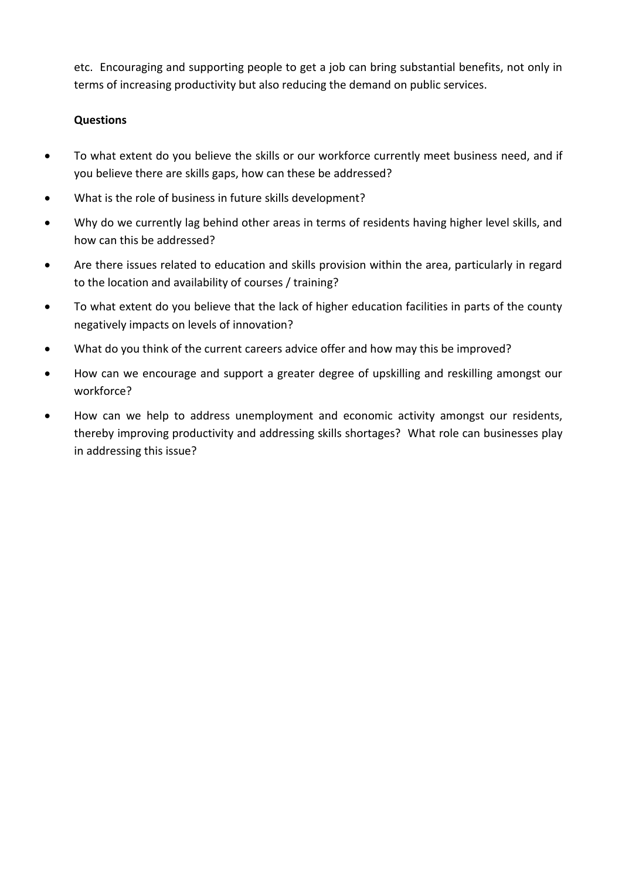etc. Encouraging and supporting people to get a job can bring substantial benefits, not only in terms of increasing productivity but also reducing the demand on public services.

**Questions**

- To what extent do you believe the skills or our workforce currently meet business need, and if you believe there are skills gaps, how can these be addressed?
- What is the role of business in future skills development?
- Why do we currently lag behind other areas in terms of residents having higher level skills, and how can this be addressed?
- Are there issues related to education and skills provision within the area, particularly in regard to the location and availability of courses / training?
- To what extent do you believe that the lack of higher education facilities in parts of the county negatively impacts on levels of innovation?
- What do you think of the current careers advice offer and how may this be improved?
- How can we encourage and support a greater degree of upskilling and reskilling amongst our workforce?
- How can we help to address unemployment and economic activity amongst our residents, thereby improving productivity and addressing skills shortages? What role can businesses play in addressing this issue?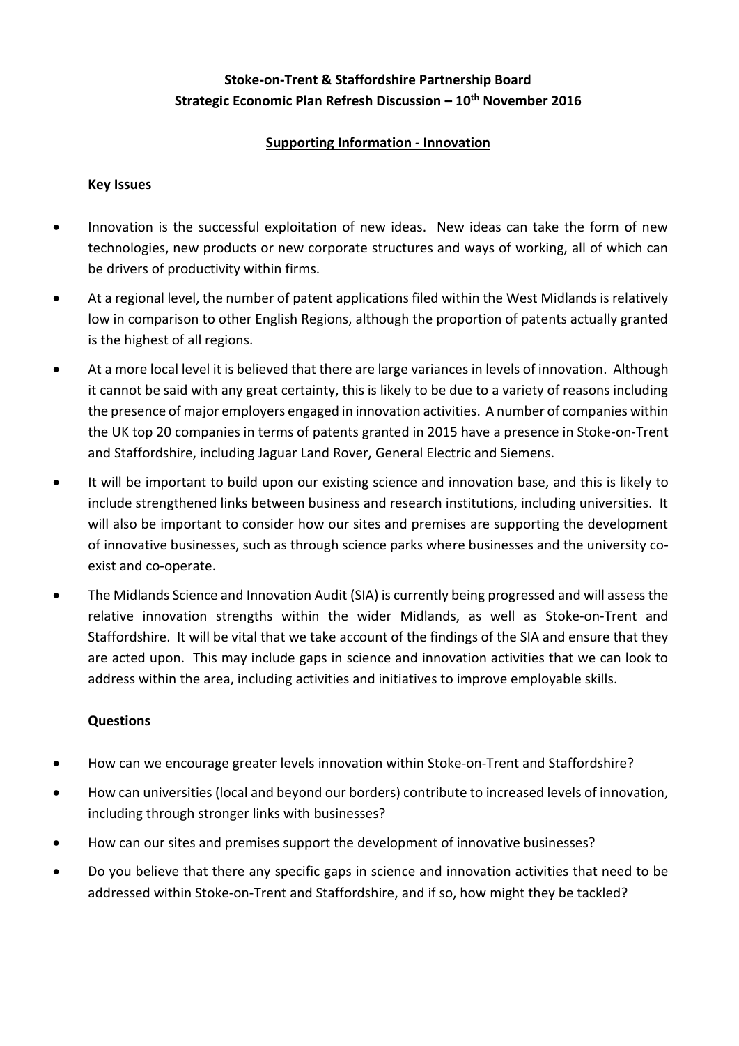**Stoke-on-Trent & Staffordshire Partnership Board**
**Strategic Economic Plan Refresh Discussion – 10th November 2016**

**Supporting Information - Innovation**

**Key Issues**

- Innovation is the successful exploitation of new ideas. New ideas can take the form of new technologies, new products or new corporate structures and ways of working, all of which can be drivers of productivity within firms.
- At a regional level, the number of patent applications filed within the West Midlands is relatively low in comparison to other English Regions, although the proportion of patents actually granted is the highest of all regions.
- At a more local level it is believed that there are large variances in levels of innovation. Although it cannot be said with any great certainty, this is likely to be due to a variety of reasons including the presence of major employers engaged in innovation activities. A number of companies within the UK top 20 companies in terms of patents granted in 2015 have a presence in Stoke-on-Trent and Staffordshire, including Jaguar Land Rover, General Electric and Siemens.
- It will be important to build upon our existing science and innovation base, and this is likely to include strengthened links between business and research institutions, including universities. It will also be important to consider how our sites and premises are supporting the development of innovative businesses, such as through science parks where businesses and the university co-exist and co-operate.
- The Midlands Science and Innovation Audit (SIA) is currently being progressed and will assess the relative innovation strengths within the wider Midlands, as well as Stoke-on-Trent and Staffordshire. It will be vital that we take account of the findings of the SIA and ensure that they are acted upon. This may include gaps in science and innovation activities that we can look to address within the area, including activities and initiatives to improve employable skills.

**Questions**

- How can we encourage greater levels innovation within Stoke-on-Trent and Staffordshire?
- How can universities (local and beyond our borders) contribute to increased levels of innovation, including through stronger links with businesses?
- How can our sites and premises support the development of innovative businesses?
- Do you believe that there any specific gaps in science and innovation activities that need to be addressed within Stoke-on-Trent and Staffordshire, and if so, how might they be tackled?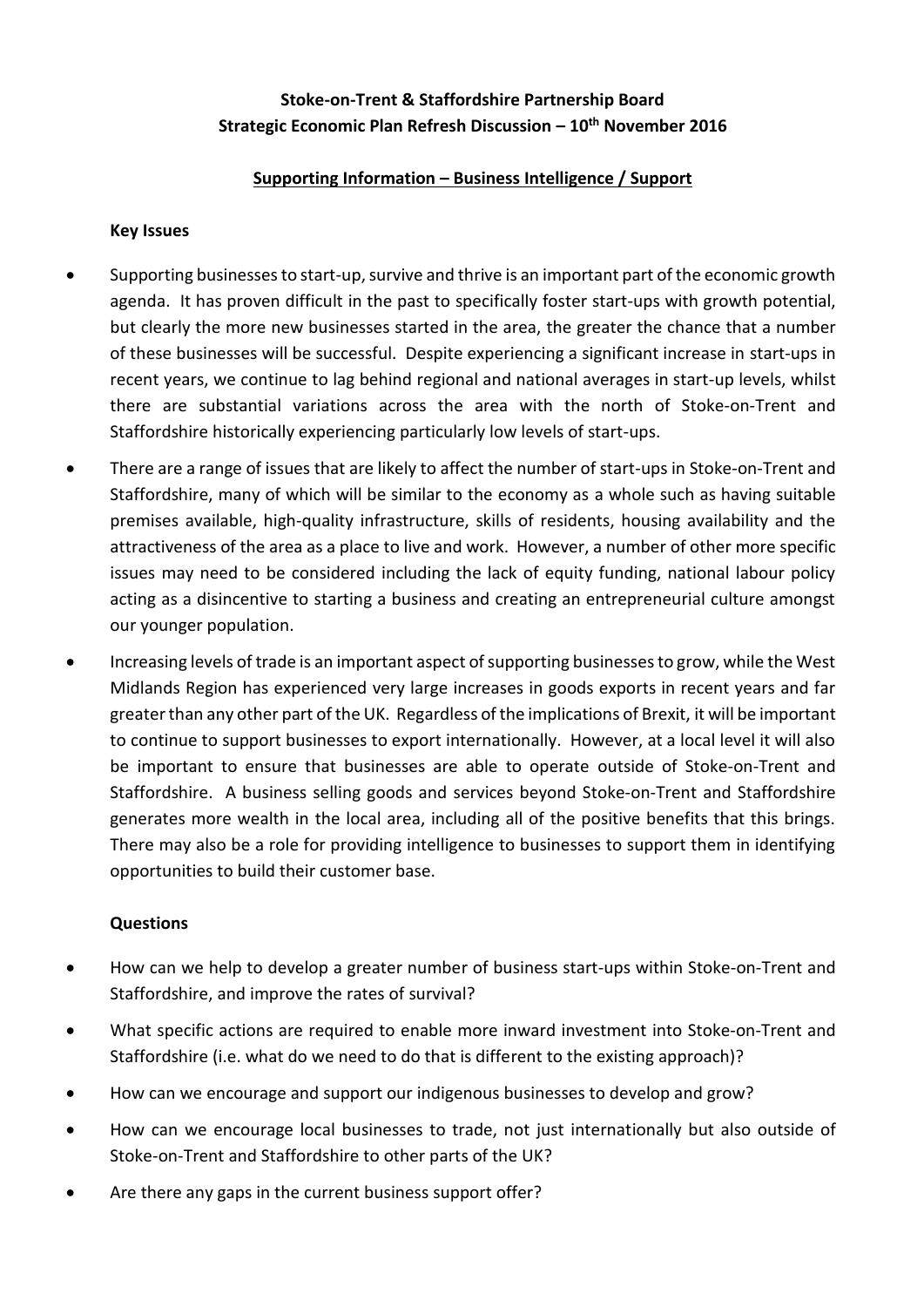**Stoke-on-Trent & Staffordshire Partnership Board**
**Strategic Economic Plan Refresh Discussion – 10th November 2016**

**Supporting Information – Business Intelligence / Support**

**Key Issues**

- Supporting businesses to start-up, survive and thrive is an important part of the economic growth agenda. It has proven difficult in the past to specifically foster start-ups with growth potential, but clearly the more new businesses started in the area, the greater the chance that a number of these businesses will be successful. Despite experiencing a significant increase in start-ups in recent years, we continue to lag behind regional and national averages in start-up levels, whilst there are substantial variations across the area with the north of Stoke-on-Trent and Staffordshire historically experiencing particularly low levels of start-ups.
- There are a range of issues that are likely to affect the number of start-ups in Stoke-on-Trent and Staffordshire, many of which will be similar to the economy as a whole such as having suitable premises available, high-quality infrastructure, skills of residents, housing availability and the attractiveness of the area as a place to live and work. However, a number of other more specific issues may need to be considered including the lack of equity funding, national labour policy acting as a disincentive to starting a business and creating an entrepreneurial culture amongst our younger population.
- Increasing levels of trade is an important aspect of supporting businesses to grow, while the West Midlands Region has experienced very large increases in goods exports in recent years and far greater than any other part of the UK. Regardless of the implications of Brexit, it will be important to continue to support businesses to export internationally. However, at a local level it will also be important to ensure that businesses are able to operate outside of Stoke-on-Trent and Staffordshire. A business selling goods and services beyond Stoke-on-Trent and Staffordshire generates more wealth in the local area, including all of the positive benefits that this brings. There may also be a role for providing intelligence to businesses to support them in identifying opportunities to build their customer base.

**Questions**

- How can we help to develop a greater number of business start-ups within Stoke-on-Trent and Staffordshire, and improve the rates of survival?
- What specific actions are required to enable more inward investment into Stoke-on-Trent and Staffordshire (i.e. what do we need to do that is different to the existing approach)?
- How can we encourage and support our indigenous businesses to develop and grow?
- How can we encourage local businesses to trade, not just internationally but also outside of Stoke-on-Trent and Staffordshire to other parts of the UK?
- Are there any gaps in the current business support offer?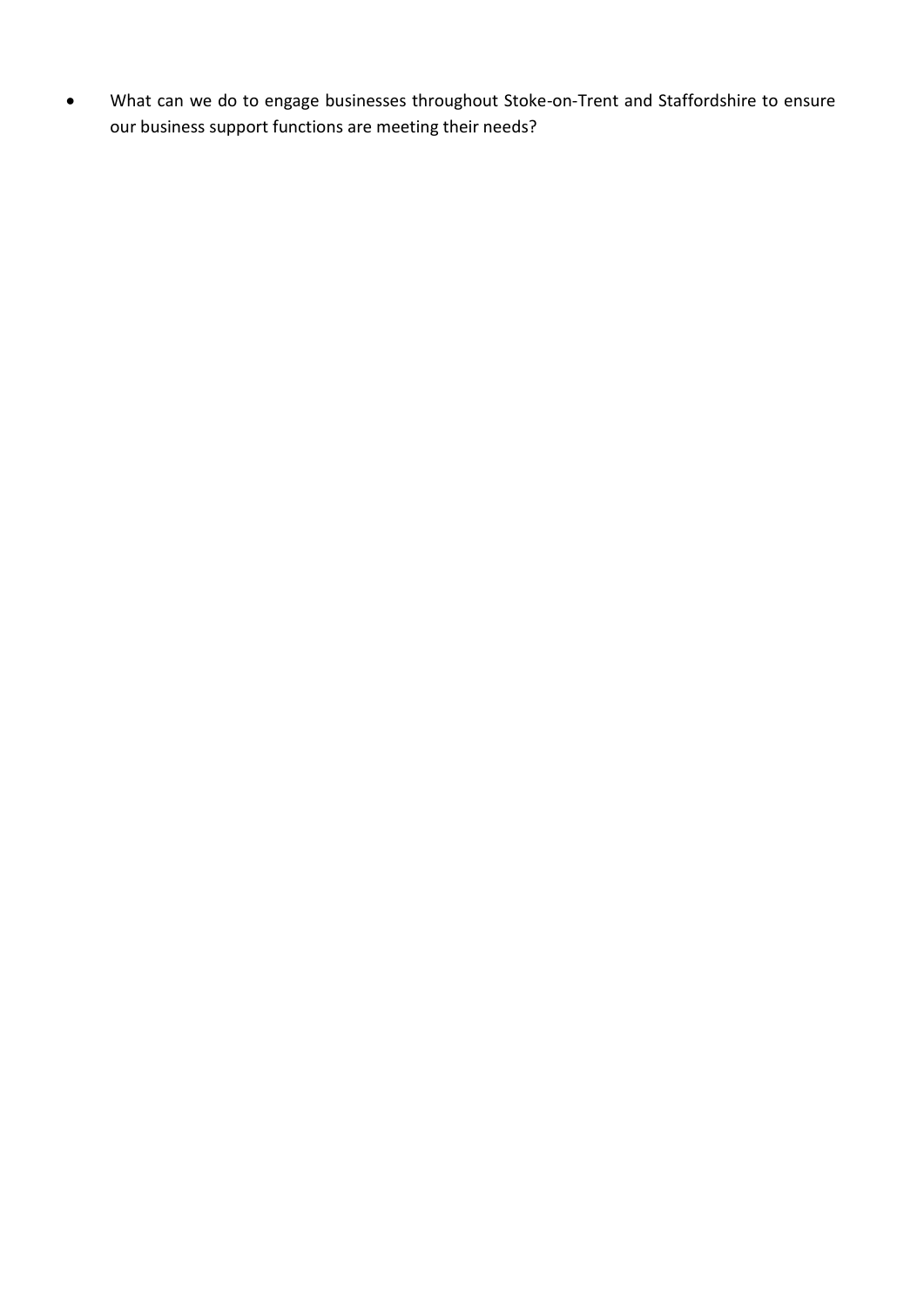- What can we do to engage businesses throughout Stoke-on-Trent and Staffordshire to ensure our business support functions are meeting their needs?